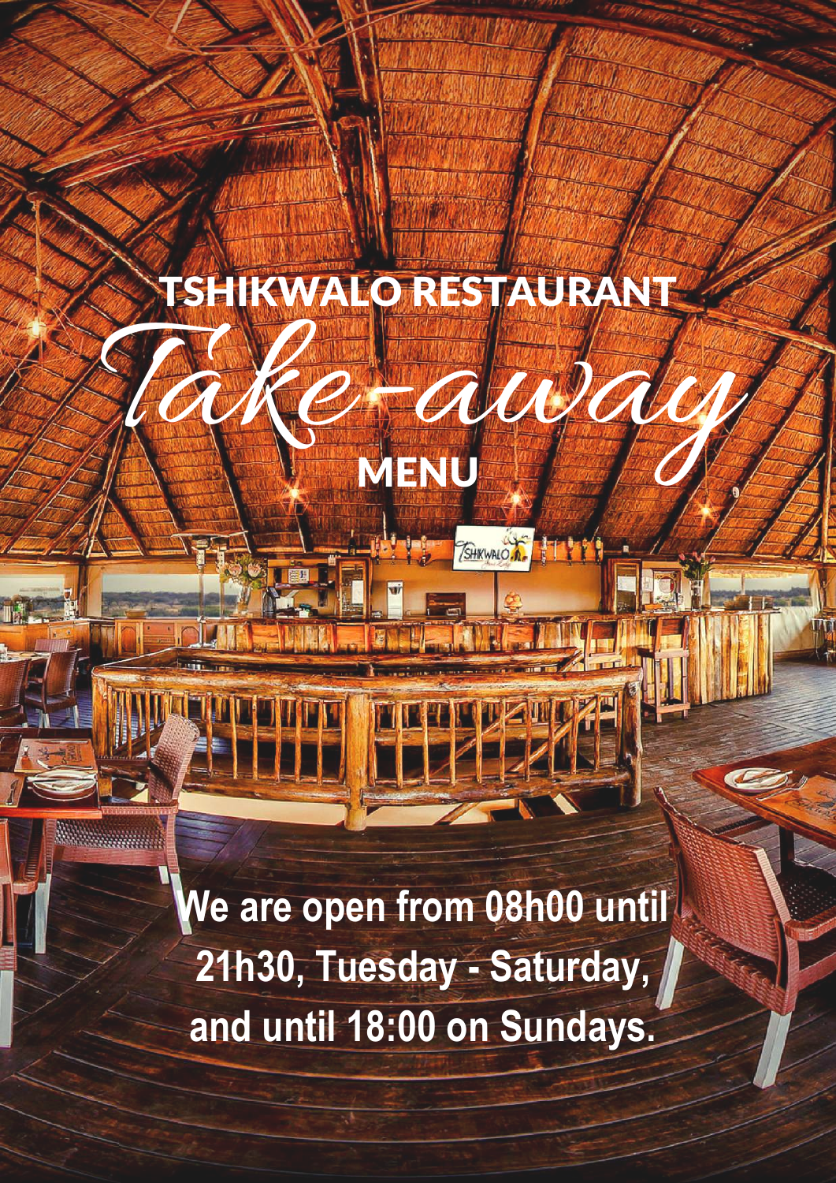# TSHIKWALO RESTAURANT

# *Take-away*

# MENU

**We are open from 08h00 until 21h30, Tuesday - Saturday, and until 18:00 on Sundays.**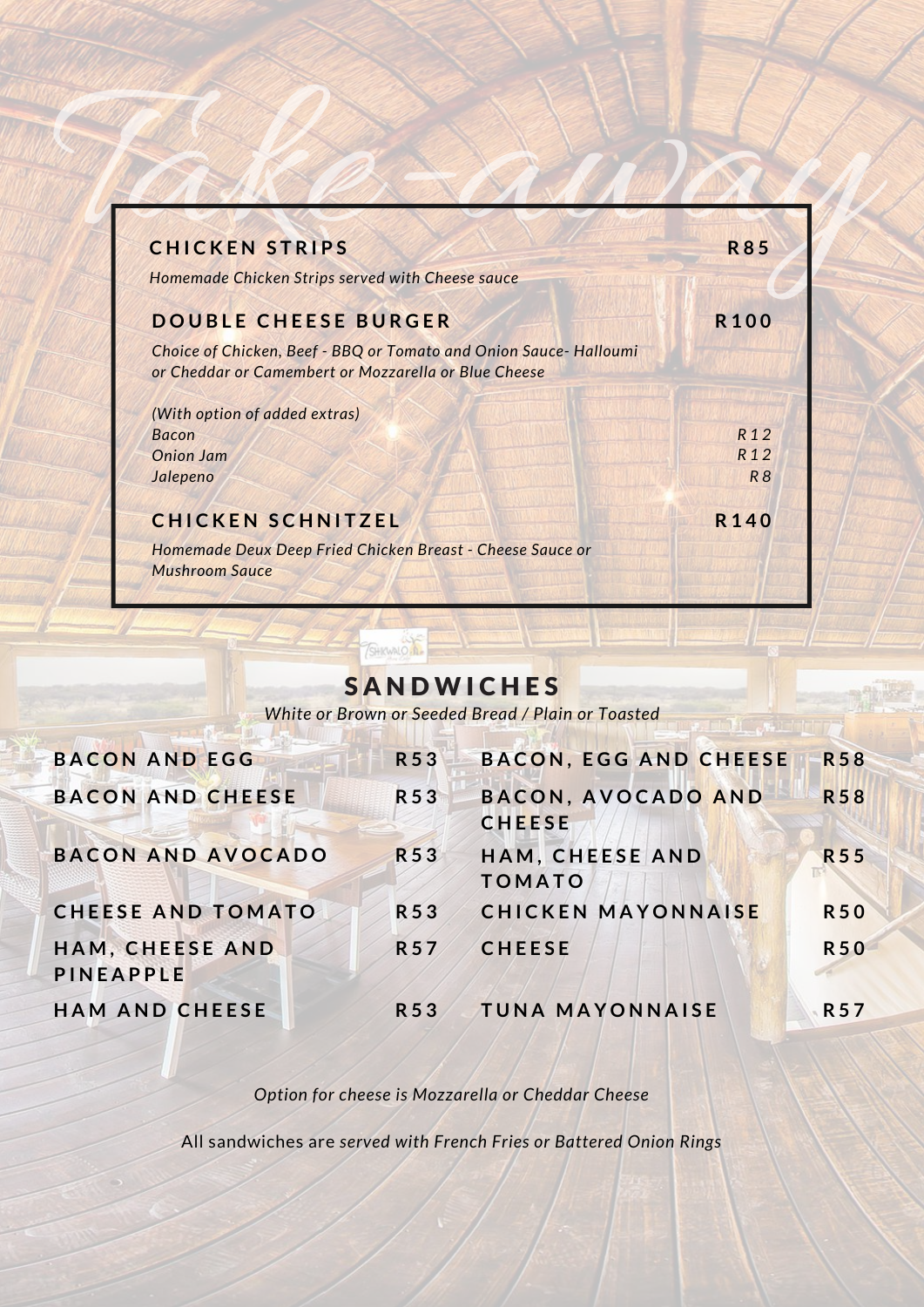# Take-away

### CHICKEN STRIPS — R85

*Homemade Chicken Strips served with Cheese sauce*

### DOUBLE CHEESE BURGER — R100

*Choice of Chicken, Beef - BBQ or Tomato and Onion Sauce- Halloumi or Cheddar or Camembert or Mozzarella or Blue Cheese*

*(With option of added extras)*

| | |
|---|---|
| *Bacon* | *R12* |
| *Onion Jam* | *R12* |
| *Jalepeno* | *R8* |

### CHICKEN SCHNITZEL — R140

*Homemade Deux Deep Fried Chicken Breast - Cheese Sauce or Mushroom Sauce*

## SANDWICHES

*White or Brown or Seeded Bread / Plain or Toasted*

| Item | Price |
|---|---|
| BACON AND EGG | R53 |
| BACON AND CHEESE | R53 |
| BACON AND AVOCADO | R53 |
| CHEESE AND TOMATO | R53 |
| HAM, CHEESE AND PINEAPPLE | R57 |
| HAM AND CHEESE | R53 |
| BACON, EGG AND CHEESE | R58 |
| BACON, AVOCADO AND CHEESE | R58 |
| HAM, CHEESE AND TOMATO | R55 |
| CHICKEN MAYONNAISE | R50 |
| CHEESE | R50 |
| TUNA MAYONNAISE | R57 |

*Option for cheese is Mozzarella or Cheddar Cheese*

All sandwiches are *served with French Fries or Battered Onion Rings*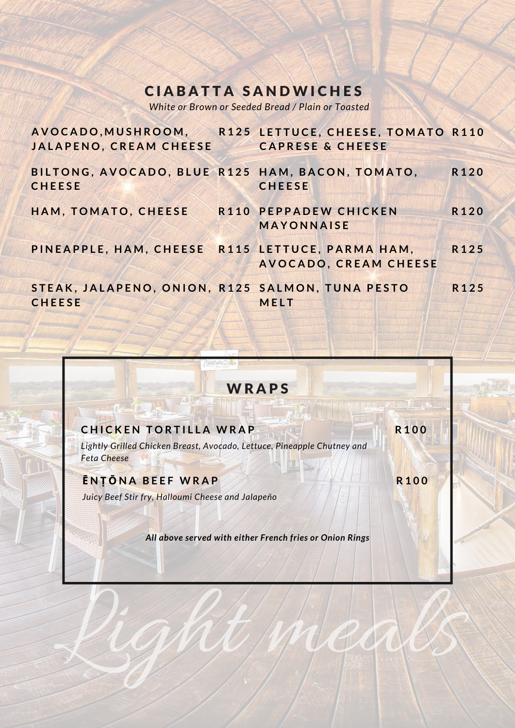## CIABATTA SANDWICHES

*White or Brown or Seeded Bread / Plain or Toasted*

| Item | Price |
|---|---|
| AVOCADO,MUSHROOM, JALAPENO, CREAM CHEESE | R125 |
| BILTONG, AVOCADO, BLUE CHEESE | R125 |
| HAM, TOMATO, CHEESE | R110 |
| PINEAPPLE, HAM, CHEESE | R115 |
| STEAK, JALAPENO, ONION, CHEESE | R125 |
| LETTUCE, CHEESE, TOMATO CAPRESE & CHEESE | R110 |
| HAM, BACON, TOMATO, CHEESE | R120 |
| PEPPADEW CHICKEN MAYONNAISE | R120 |
| LETTUCE, PARMA HAM, AVOCADO, CREAM CHEESE | R125 |
| SALMON, TUNA PESTO MELT | R125 |

## WRAPS

**CHICKEN TORTILLA WRAP** R100

*Lightly Grilled Chicken Breast, Avocado, Lettuce, Pineapple Chutney and Feta Cheese*

**ĒNṬŌNA BEEF WRAP** R100

*Juicy Beef Stir fry, Halloumi Cheese and Jalapeño*

***All above served with either French fries or Onion Rings***

Light meals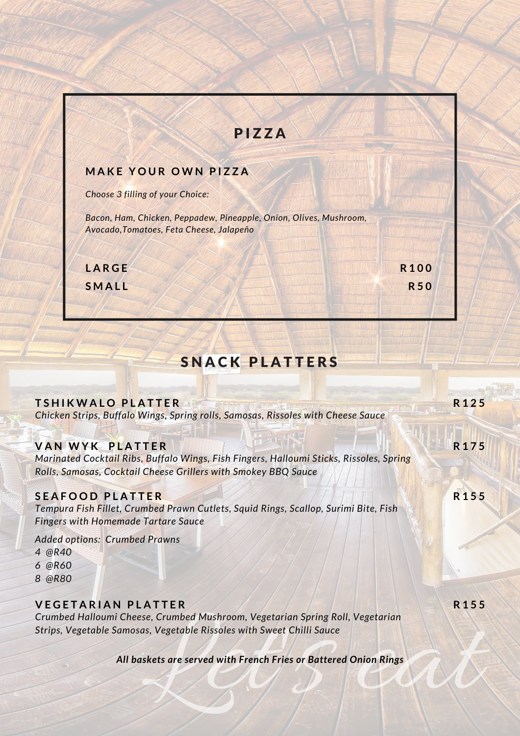## PIZZA

### MAKE YOUR OWN PIZZA

*Choose 3 filling of your Choice:*

*Bacon, Ham, Chicken, Peppadew, Pineapple, Onion, Olives, Mushroom, Avocado,Tomatoes, Feta Cheese, Jalapeño*

**LARGE** — **R100**

**SMALL** — **R50**

## SNACK PLATTERS

### TSHIKWALO PLATTER — R125

*Chicken Strips, Buffalo Wings, Spring rolls, Samosas, Rissoles with Cheese Sauce*

### VAN WYK PLATTER — R175

*Marinated Cocktail Ribs, Buffalo Wings, Fish Fingers, Halloumi Sticks, Rissoles, Spring Rolls, Samosas, Cocktail Cheese Grillers with Smokey BBQ Sauce*

### SEAFOOD PLATTER — R155

*Tempura Fish Fillet, Crumbed Prawn Cutlets, Squid Rings, Scallop, Surimi Bite, Fish Fingers with Homemade Tartare Sauce*

*Added options: Crumbed Prawns*
*4 @R40*
*6 @R60*
*8 @R80*

### VEGETARIAN PLATTER — R155

*Crumbed Halloumi Cheese, Crumbed Mushroom, Vegetarian Spring Roll, Vegetarian Strips, Vegetable Samosas, Vegetable Rissoles with Sweet Chilli Sauce*

***All baskets are served with French Fries or Battered Onion Rings***

*Let's eat*